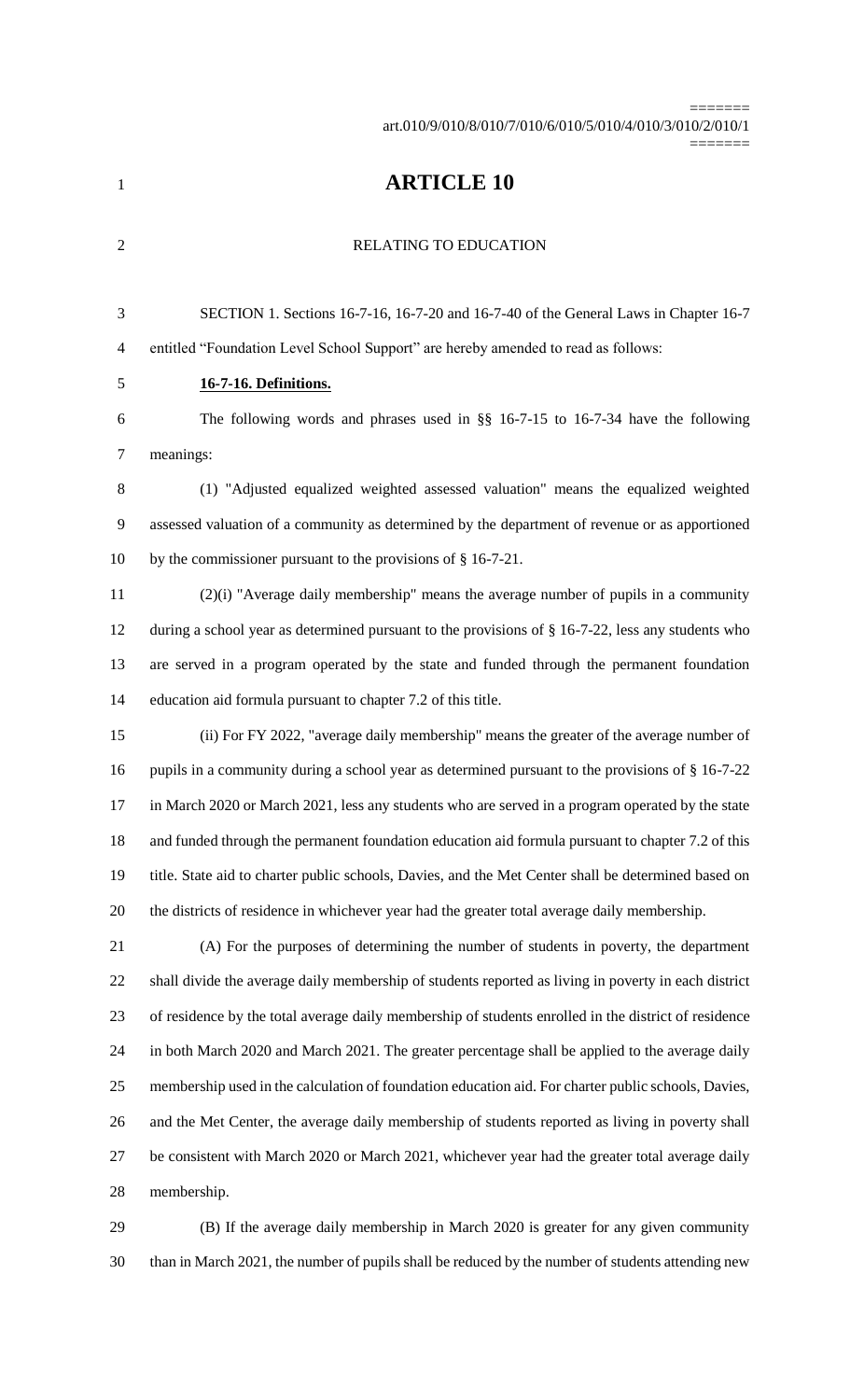# ARTICLE 10

## RELATING TO EDUCATION

SECTION 1. Sections 16-7-16, 16-7-20 and 16-7-40 of the General Laws in Chapter 16-7 entitled "Foundation Level School Support" are hereby amended to read as follows:

**16-7-16. Definitions.**

The following words and phrases used in §§ 16-7-15 to 16-7-34 have the following meanings:

(1) "Adjusted equalized weighted assessed valuation" means the equalized weighted assessed valuation of a community as determined by the department of revenue or as apportioned by the commissioner pursuant to the provisions of § 16-7-21.

(2)(i) "Average daily membership" means the average number of pupils in a community during a school year as determined pursuant to the provisions of § 16-7-22, less any students who are served in a program operated by the state and funded through the permanent foundation education aid formula pursuant to chapter 7.2 of this title.

(ii) For FY 2022, "average daily membership" means the greater of the average number of pupils in a community during a school year as determined pursuant to the provisions of § 16-7-22 in March 2020 or March 2021, less any students who are served in a program operated by the state and funded through the permanent foundation education aid formula pursuant to chapter 7.2 of this title. State aid to charter public schools, Davies, and the Met Center shall be determined based on the districts of residence in whichever year had the greater total average daily membership.

(A) For the purposes of determining the number of students in poverty, the department shall divide the average daily membership of students reported as living in poverty in each district of residence by the total average daily membership of students enrolled in the district of residence in both March 2020 and March 2021. The greater percentage shall be applied to the average daily membership used in the calculation of foundation education aid. For charter public schools, Davies, and the Met Center, the average daily membership of students reported as living in poverty shall be consistent with March 2020 or March 2021, whichever year had the greater total average daily membership.

(B) If the average daily membership in March 2020 is greater for any given community than in March 2021, the number of pupils shall be reduced by the number of students attending new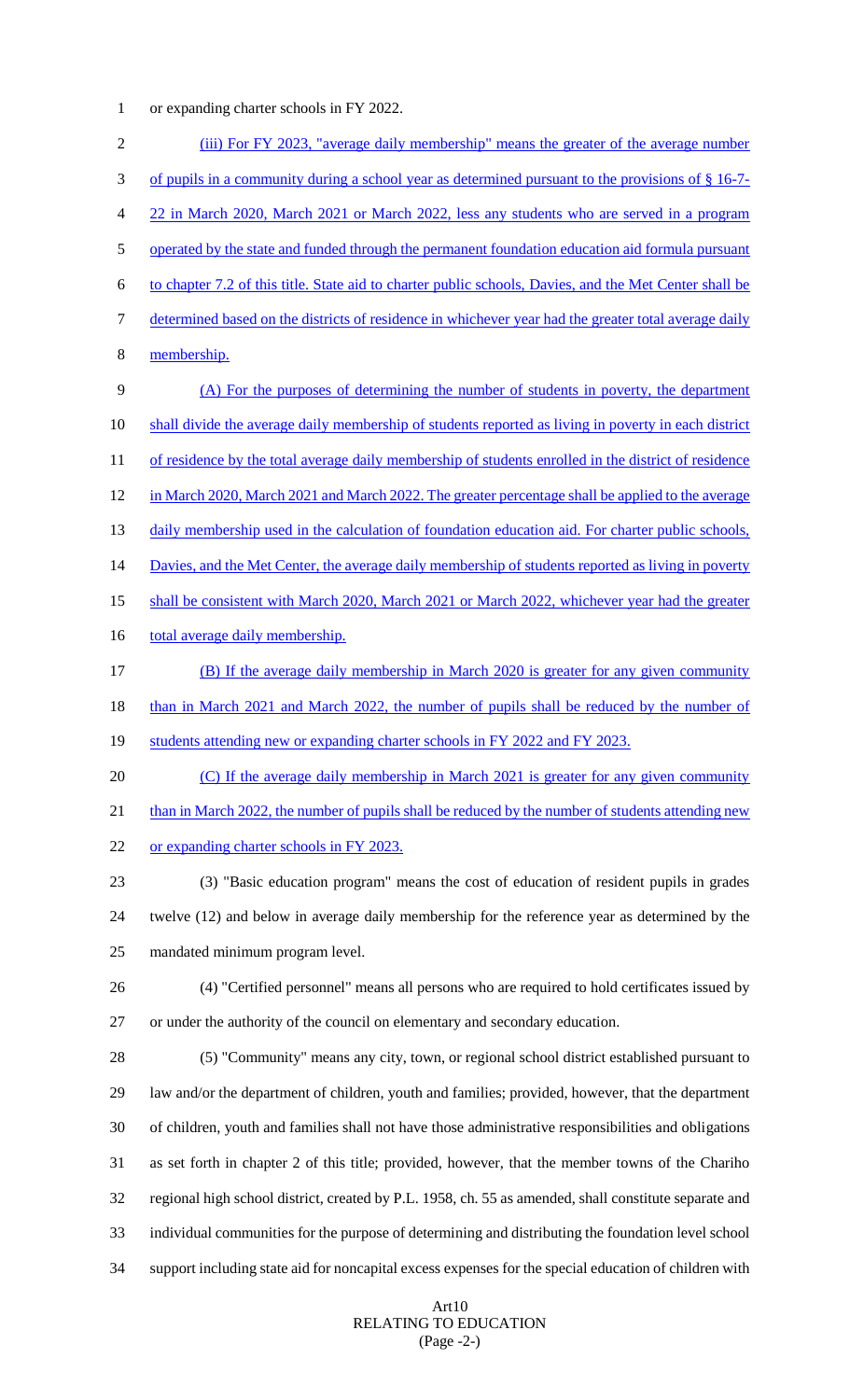or expanding charter schools in FY 2022.

(iii) For FY 2023, "average daily membership" means the greater of the average number of pupils in a community during a school year as determined pursuant to the provisions of § 16-7-22 in March 2020, March 2021 or March 2022, less any students who are served in a program operated by the state and funded through the permanent foundation education aid formula pursuant to chapter 7.2 of this title. State aid to charter public schools, Davies, and the Met Center shall be determined based on the districts of residence in whichever year had the greater total average daily membership.

(A) For the purposes of determining the number of students in poverty, the department shall divide the average daily membership of students reported as living in poverty in each district of residence by the total average daily membership of students enrolled in the district of residence in March 2020, March 2021 and March 2022. The greater percentage shall be applied to the average daily membership used in the calculation of foundation education aid. For charter public schools, Davies, and the Met Center, the average daily membership of students reported as living in poverty shall be consistent with March 2020, March 2021 or March 2022, whichever year had the greater total average daily membership.

(B) If the average daily membership in March 2020 is greater for any given community than in March 2021 and March 2022, the number of pupils shall be reduced by the number of students attending new or expanding charter schools in FY 2022 and FY 2023.

(C) If the average daily membership in March 2021 is greater for any given community than in March 2022, the number of pupils shall be reduced by the number of students attending new or expanding charter schools in FY 2023.

(3) "Basic education program" means the cost of education of resident pupils in grades twelve (12) and below in average daily membership for the reference year as determined by the mandated minimum program level.

(4) "Certified personnel" means all persons who are required to hold certificates issued by or under the authority of the council on elementary and secondary education.

(5) "Community" means any city, town, or regional school district established pursuant to law and/or the department of children, youth and families; provided, however, that the department of children, youth and families shall not have those administrative responsibilities and obligations as set forth in chapter 2 of this title; provided, however, that the member towns of the Chariho regional high school district, created by P.L. 1958, ch. 55 as amended, shall constitute separate and individual communities for the purpose of determining and distributing the foundation level school support including state aid for noncapital excess expenses for the special education of children with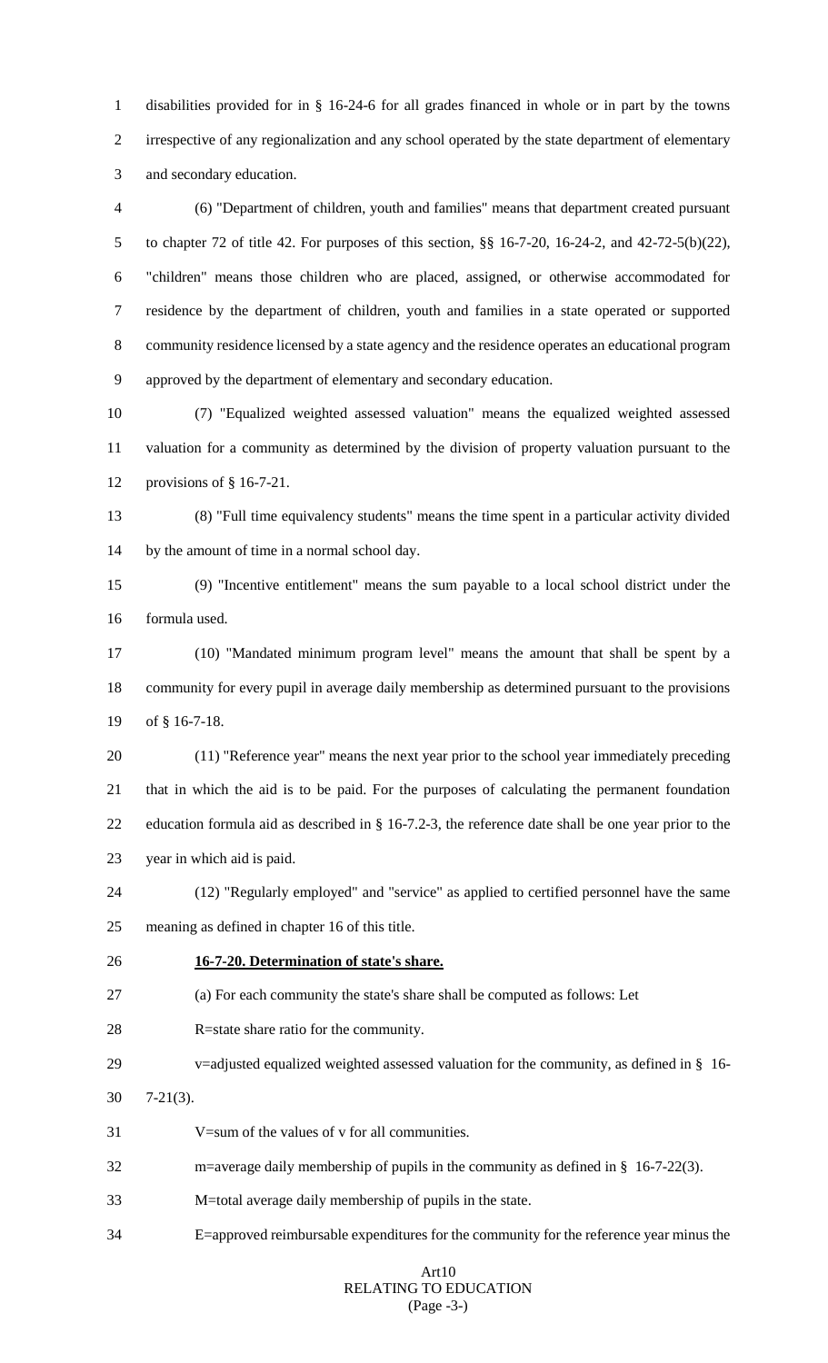disabilities provided for in § 16-24-6 for all grades financed in whole or in part by the towns irrespective of any regionalization and any school operated by the state department of elementary and secondary education.

(6) "Department of children, youth and families" means that department created pursuant to chapter 72 of title 42. For purposes of this section, §§ 16-7-20, 16-24-2, and 42-72-5(b)(22), "children" means those children who are placed, assigned, or otherwise accommodated for residence by the department of children, youth and families in a state operated or supported community residence licensed by a state agency and the residence operates an educational program approved by the department of elementary and secondary education.

(7) "Equalized weighted assessed valuation" means the equalized weighted assessed valuation for a community as determined by the division of property valuation pursuant to the provisions of § 16-7-21.

(8) "Full time equivalency students" means the time spent in a particular activity divided by the amount of time in a normal school day.

(9) "Incentive entitlement" means the sum payable to a local school district under the formula used.

(10) "Mandated minimum program level" means the amount that shall be spent by a community for every pupil in average daily membership as determined pursuant to the provisions of § 16-7-18.

(11) "Reference year" means the next year prior to the school year immediately preceding that in which the aid is to be paid. For the purposes of calculating the permanent foundation education formula aid as described in § 16-7.2-3, the reference date shall be one year prior to the year in which aid is paid.

(12) "Regularly employed" and "service" as applied to certified personnel have the same meaning as defined in chapter 16 of this title.

**<u>16-7-20. Determination of state's share.</u>**

(a) For each community the state's share shall be computed as follows: Let

R=state share ratio for the community.

v=adjusted equalized weighted assessed valuation for the community, as defined in § 16-7-21(3).

V=sum of the values of v for all communities.

m=average daily membership of pupils in the community as defined in § 16-7-22(3).

M=total average daily membership of pupils in the state.

E=approved reimbursable expenditures for the community for the reference year minus the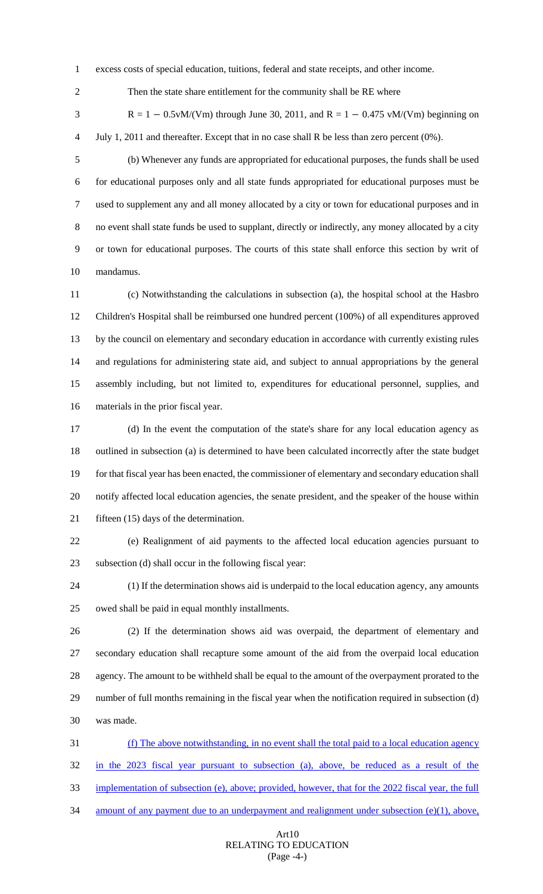excess costs of special education, tuitions, federal and state receipts, and other income.

Then the state share entitlement for the community shall be RE where

$R = 1 - 0.5vM/(Vm)$ through June 30, 2011, and $R = 1 - 0.475\ vM/(Vm)$ beginning on July 1, 2011 and thereafter. Except that in no case shall R be less than zero percent (0%).

(b) Whenever any funds are appropriated for educational purposes, the funds shall be used for educational purposes only and all state funds appropriated for educational purposes must be used to supplement any and all money allocated by a city or town for educational purposes and in no event shall state funds be used to supplant, directly or indirectly, any money allocated by a city or town for educational purposes. The courts of this state shall enforce this section by writ of mandamus.

(c) Notwithstanding the calculations in subsection (a), the hospital school at the Hasbro Children's Hospital shall be reimbursed one hundred percent (100%) of all expenditures approved by the council on elementary and secondary education in accordance with currently existing rules and regulations for administering state aid, and subject to annual appropriations by the general assembly including, but not limited to, expenditures for educational personnel, supplies, and materials in the prior fiscal year.

(d) In the event the computation of the state's share for any local education agency as outlined in subsection (a) is determined to have been calculated incorrectly after the state budget for that fiscal year has been enacted, the commissioner of elementary and secondary education shall notify affected local education agencies, the senate president, and the speaker of the house within fifteen (15) days of the determination.

(e) Realignment of aid payments to the affected local education agencies pursuant to subsection (d) shall occur in the following fiscal year:

(1) If the determination shows aid is underpaid to the local education agency, any amounts owed shall be paid in equal monthly installments.

(2) If the determination shows aid was overpaid, the department of elementary and secondary education shall recapture some amount of the aid from the overpaid local education agency. The amount to be withheld shall be equal to the amount of the overpayment prorated to the number of full months remaining in the fiscal year when the notification required in subsection (d) was made.

(f) The above notwithstanding, in no event shall the total paid to a local education agency in the 2023 fiscal year pursuant to subsection (a), above, be reduced as a result of the implementation of subsection (e), above; provided, however, that for the 2022 fiscal year, the full amount of any payment due to an underpayment and realignment under subsection (e)(1), above,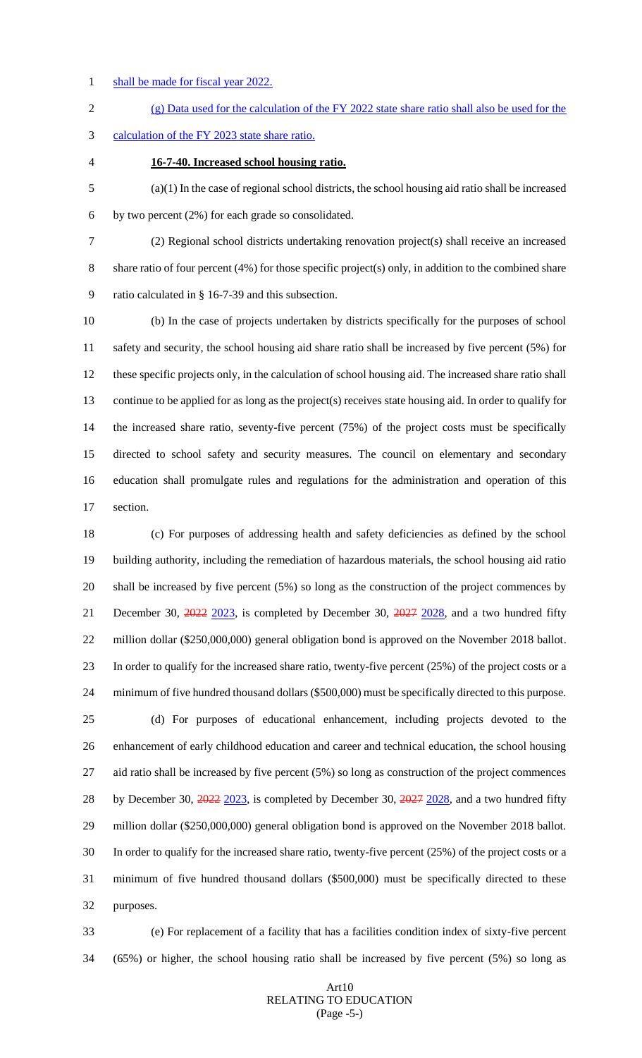shall be made for fiscal year 2022.

(g) Data used for the calculation of the FY 2022 state share ratio shall also be used for the calculation of the FY 2023 state share ratio.

**16-7-40. Increased school housing ratio.**

(a)(1) In the case of regional school districts, the school housing aid ratio shall be increased by two percent (2%) for each grade so consolidated.

(2) Regional school districts undertaking renovation project(s) shall receive an increased share ratio of four percent (4%) for those specific project(s) only, in addition to the combined share ratio calculated in § 16-7-39 and this subsection.

(b) In the case of projects undertaken by districts specifically for the purposes of school safety and security, the school housing aid share ratio shall be increased by five percent (5%) for these specific projects only, in the calculation of school housing aid. The increased share ratio shall continue to be applied for as long as the project(s) receives state housing aid. In order to qualify for the increased share ratio, seventy-five percent (75%) of the project costs must be specifically directed to school safety and security measures. The council on elementary and secondary education shall promulgate rules and regulations for the administration and operation of this section.

(c) For purposes of addressing health and safety deficiencies as defined by the school building authority, including the remediation of hazardous materials, the school housing aid ratio shall be increased by five percent (5%) so long as the construction of the project commences by December 30, ~~2022~~ 2023, is completed by December 30, ~~2027~~ 2028, and a two hundred fifty million dollar ($250,000,000) general obligation bond is approved on the November 2018 ballot. In order to qualify for the increased share ratio, twenty-five percent (25%) of the project costs or a minimum of five hundred thousand dollars ($500,000) must be specifically directed to this purpose.

(d) For purposes of educational enhancement, including projects devoted to the enhancement of early childhood education and career and technical education, the school housing aid ratio shall be increased by five percent (5%) so long as construction of the project commences by December 30, ~~2022~~ 2023, is completed by December 30, ~~2027~~ 2028, and a two hundred fifty million dollar ($250,000,000) general obligation bond is approved on the November 2018 ballot. In order to qualify for the increased share ratio, twenty-five percent (25%) of the project costs or a minimum of five hundred thousand dollars ($500,000) must be specifically directed to these purposes.

(e) For replacement of a facility that has a facilities condition index of sixty-five percent (65%) or higher, the school housing ratio shall be increased by five percent (5%) so long as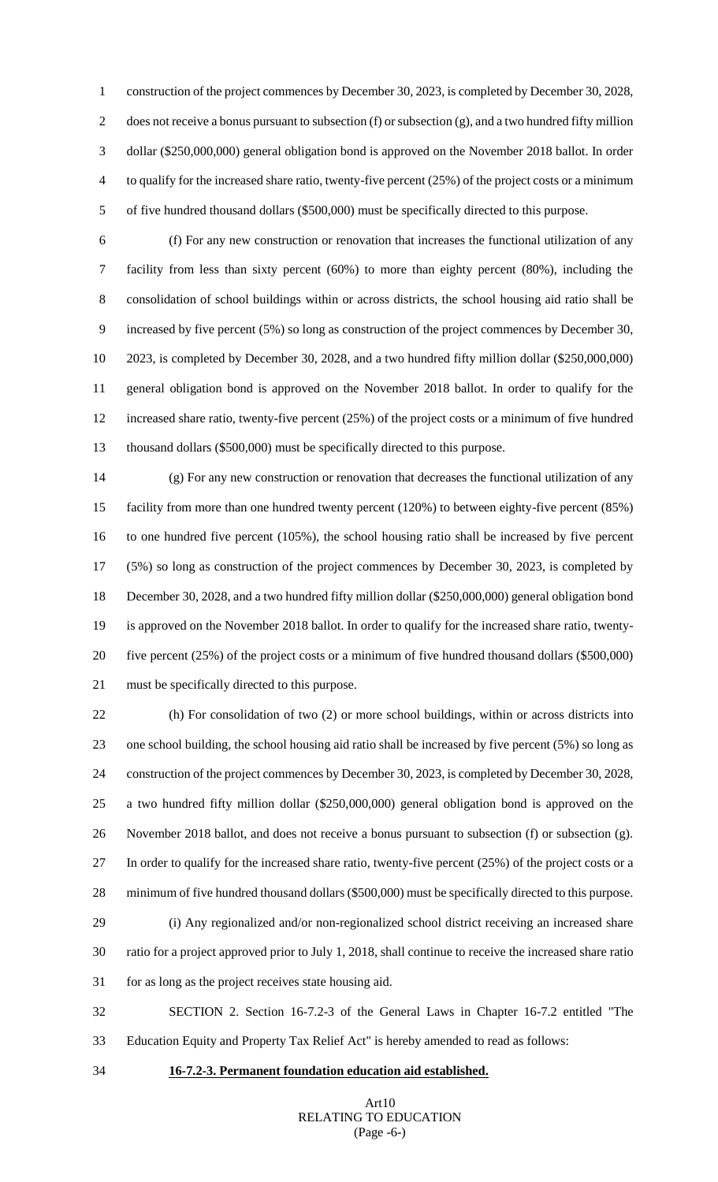construction of the project commences by December 30, 2023, is completed by December 30, 2028, does not receive a bonus pursuant to subsection (f) or subsection (g), and a two hundred fifty million dollar ($250,000,000) general obligation bond is approved on the November 2018 ballot. In order to qualify for the increased share ratio, twenty-five percent (25%) of the project costs or a minimum of five hundred thousand dollars ($500,000) must be specifically directed to this purpose.

(f) For any new construction or renovation that increases the functional utilization of any facility from less than sixty percent (60%) to more than eighty percent (80%), including the consolidation of school buildings within or across districts, the school housing aid ratio shall be increased by five percent (5%) so long as construction of the project commences by December 30, 2023, is completed by December 30, 2028, and a two hundred fifty million dollar ($250,000,000) general obligation bond is approved on the November 2018 ballot. In order to qualify for the increased share ratio, twenty-five percent (25%) of the project costs or a minimum of five hundred thousand dollars ($500,000) must be specifically directed to this purpose.

(g) For any new construction or renovation that decreases the functional utilization of any facility from more than one hundred twenty percent (120%) to between eighty-five percent (85%) to one hundred five percent (105%), the school housing ratio shall be increased by five percent (5%) so long as construction of the project commences by December 30, 2023, is completed by December 30, 2028, and a two hundred fifty million dollar ($250,000,000) general obligation bond is approved on the November 2018 ballot. In order to qualify for the increased share ratio, twenty-five percent (25%) of the project costs or a minimum of five hundred thousand dollars ($500,000) must be specifically directed to this purpose.

(h) For consolidation of two (2) or more school buildings, within or across districts into one school building, the school housing aid ratio shall be increased by five percent (5%) so long as construction of the project commences by December 30, 2023, is completed by December 30, 2028, a two hundred fifty million dollar ($250,000,000) general obligation bond is approved on the November 2018 ballot, and does not receive a bonus pursuant to subsection (f) or subsection (g). In order to qualify for the increased share ratio, twenty-five percent (25%) of the project costs or a minimum of five hundred thousand dollars ($500,000) must be specifically directed to this purpose.

(i) Any regionalized and/or non-regionalized school district receiving an increased share ratio for a project approved prior to July 1, 2018, shall continue to receive the increased share ratio for as long as the project receives state housing aid.

SECTION 2. Section 16-7.2-3 of the General Laws in Chapter 16-7.2 entitled "The Education Equity and Property Tax Relief Act" is hereby amended to read as follows:

**16-7.2-3. Permanent foundation education aid established.**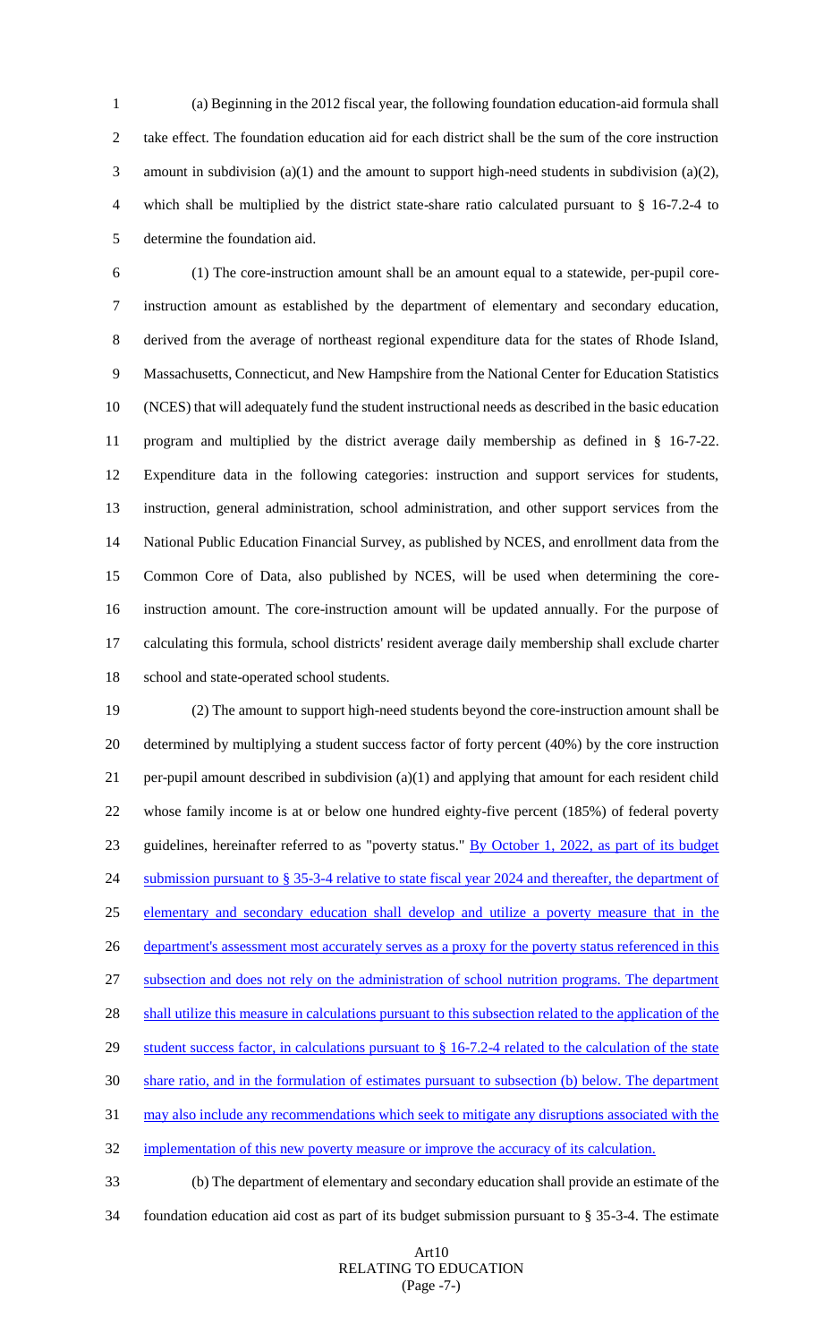(a) Beginning in the 2012 fiscal year, the following foundation education-aid formula shall take effect. The foundation education aid for each district shall be the sum of the core instruction amount in subdivision (a)(1) and the amount to support high-need students in subdivision (a)(2), which shall be multiplied by the district state-share ratio calculated pursuant to § 16-7.2-4 to determine the foundation aid.

(1) The core-instruction amount shall be an amount equal to a statewide, per-pupil core-instruction amount as established by the department of elementary and secondary education, derived from the average of northeast regional expenditure data for the states of Rhode Island, Massachusetts, Connecticut, and New Hampshire from the National Center for Education Statistics (NCES) that will adequately fund the student instructional needs as described in the basic education program and multiplied by the district average daily membership as defined in § 16-7-22. Expenditure data in the following categories: instruction and support services for students, instruction, general administration, school administration, and other support services from the National Public Education Financial Survey, as published by NCES, and enrollment data from the Common Core of Data, also published by NCES, will be used when determining the core-instruction amount. The core-instruction amount will be updated annually. For the purpose of calculating this formula, school districts' resident average daily membership shall exclude charter school and state-operated school students.

(2) The amount to support high-need students beyond the core-instruction amount shall be determined by multiplying a student success factor of forty percent (40%) by the core instruction per-pupil amount described in subdivision (a)(1) and applying that amount for each resident child whose family income is at or below one hundred eighty-five percent (185%) of federal poverty guidelines, hereinafter referred to as "poverty status." By October 1, 2022, as part of its budget submission pursuant to § 35-3-4 relative to state fiscal year 2024 and thereafter, the department of elementary and secondary education shall develop and utilize a poverty measure that in the department's assessment most accurately serves as a proxy for the poverty status referenced in this subsection and does not rely on the administration of school nutrition programs. The department shall utilize this measure in calculations pursuant to this subsection related to the application of the student success factor, in calculations pursuant to § 16-7.2-4 related to the calculation of the state share ratio, and in the formulation of estimates pursuant to subsection (b) below. The department may also include any recommendations which seek to mitigate any disruptions associated with the implementation of this new poverty measure or improve the accuracy of its calculation.

(b) The department of elementary and secondary education shall provide an estimate of the foundation education aid cost as part of its budget submission pursuant to § 35-3-4. The estimate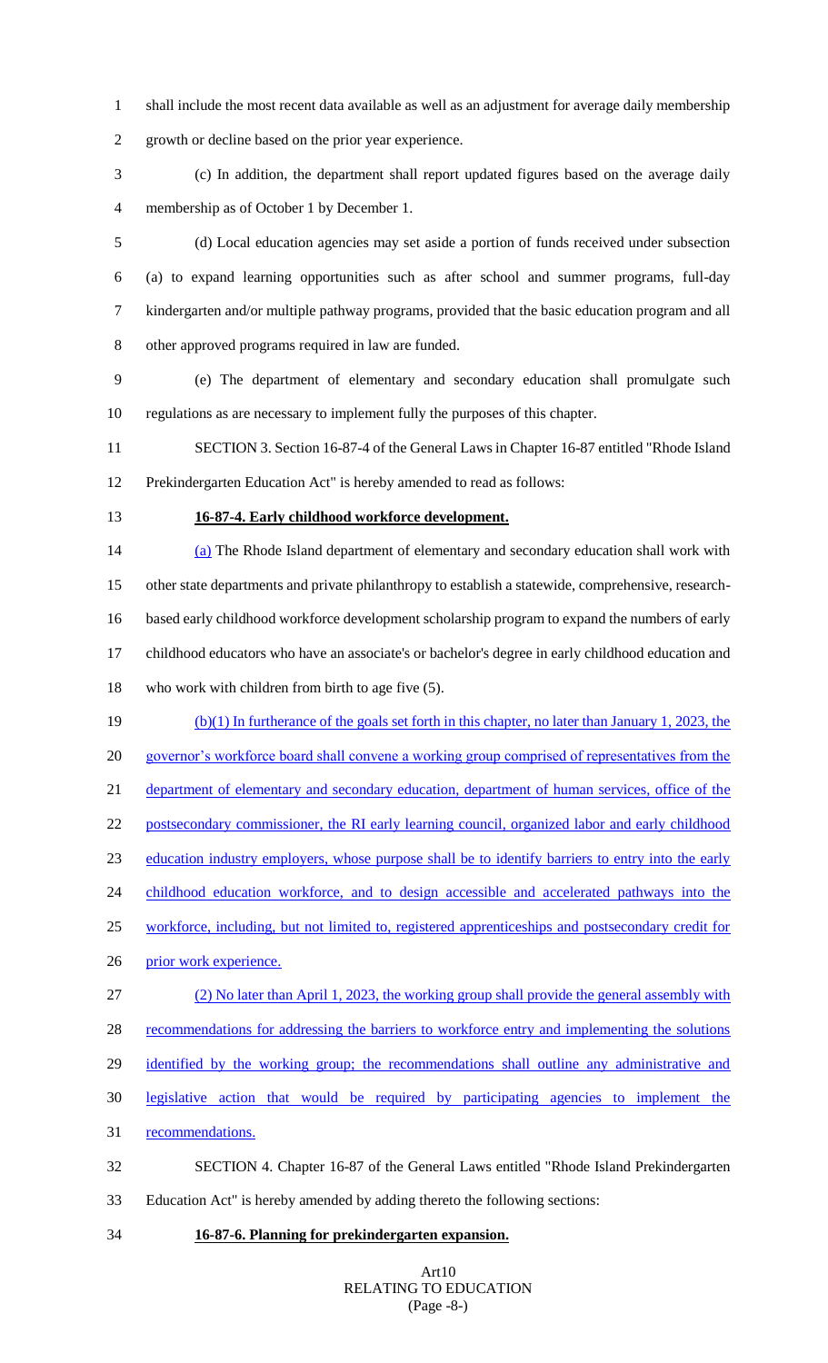shall include the most recent data available as well as an adjustment for average daily membership growth or decline based on the prior year experience.

(c) In addition, the department shall report updated figures based on the average daily membership as of October 1 by December 1.

(d) Local education agencies may set aside a portion of funds received under subsection (a) to expand learning opportunities such as after school and summer programs, full-day kindergarten and/or multiple pathway programs, provided that the basic education program and all other approved programs required in law are funded.

(e) The department of elementary and secondary education shall promulgate such regulations as are necessary to implement fully the purposes of this chapter.

SECTION 3. Section 16-87-4 of the General Laws in Chapter 16-87 entitled "Rhode Island Prekindergarten Education Act" is hereby amended to read as follows:

**16-87-4. Early childhood workforce development.**

(a) The Rhode Island department of elementary and secondary education shall work with other state departments and private philanthropy to establish a statewide, comprehensive, research-based early childhood workforce development scholarship program to expand the numbers of early childhood educators who have an associate's or bachelor's degree in early childhood education and who work with children from birth to age five (5).

(b)(1) In furtherance of the goals set forth in this chapter, no later than January 1, 2023, the governor's workforce board shall convene a working group comprised of representatives from the department of elementary and secondary education, department of human services, office of the postsecondary commissioner, the RI early learning council, organized labor and early childhood education industry employers, whose purpose shall be to identify barriers to entry into the early childhood education workforce, and to design accessible and accelerated pathways into the workforce, including, but not limited to, registered apprenticeships and postsecondary credit for prior work experience.

(2) No later than April 1, 2023, the working group shall provide the general assembly with recommendations for addressing the barriers to workforce entry and implementing the solutions identified by the working group; the recommendations shall outline any administrative and legislative action that would be required by participating agencies to implement the recommendations.

SECTION 4. Chapter 16-87 of the General Laws entitled "Rhode Island Prekindergarten Education Act" is hereby amended by adding thereto the following sections:

**16-87-6. Planning for prekindergarten expansion.**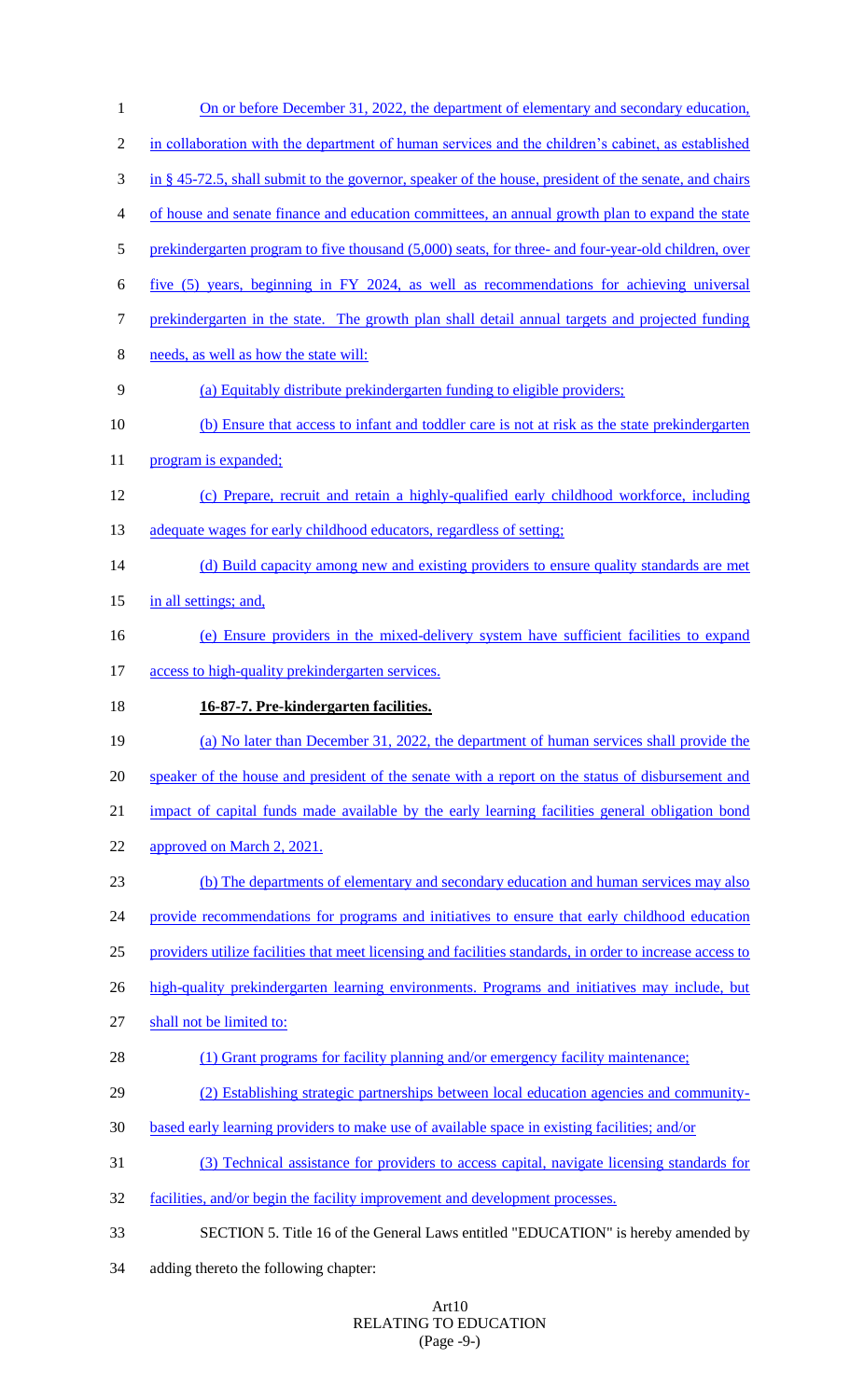On or before December 31, 2022, the department of elementary and secondary education, in collaboration with the department of human services and the children's cabinet, as established in § 45-72.5, shall submit to the governor, speaker of the house, president of the senate, and chairs of house and senate finance and education committees, an annual growth plan to expand the state prekindergarten program to five thousand (5,000) seats, for three- and four-year-old children, over five (5) years, beginning in FY 2024, as well as recommendations for achieving universal prekindergarten in the state. The growth plan shall detail annual targets and projected funding needs, as well as how the state will:

(a) Equitably distribute prekindergarten funding to eligible providers;

(b) Ensure that access to infant and toddler care is not at risk as the state prekindergarten program is expanded;

(c) Prepare, recruit and retain a highly-qualified early childhood workforce, including adequate wages for early childhood educators, regardless of setting;

(d) Build capacity among new and existing providers to ensure quality standards are met in all settings; and,

(e) Ensure providers in the mixed-delivery system have sufficient facilities to expand access to high-quality prekindergarten services.

**16-87-7. Pre-kindergarten facilities.**

(a) No later than December 31, 2022, the department of human services shall provide the speaker of the house and president of the senate with a report on the status of disbursement and impact of capital funds made available by the early learning facilities general obligation bond approved on March 2, 2021.

(b) The departments of elementary and secondary education and human services may also provide recommendations for programs and initiatives to ensure that early childhood education providers utilize facilities that meet licensing and facilities standards, in order to increase access to high-quality prekindergarten learning environments. Programs and initiatives may include, but shall not be limited to:

(1) Grant programs for facility planning and/or emergency facility maintenance;

(2) Establishing strategic partnerships between local education agencies and community-based early learning providers to make use of available space in existing facilities; and/or

(3) Technical assistance for providers to access capital, navigate licensing standards for facilities, and/or begin the facility improvement and development processes.

SECTION 5. Title 16 of the General Laws entitled "EDUCATION" is hereby amended by adding thereto the following chapter: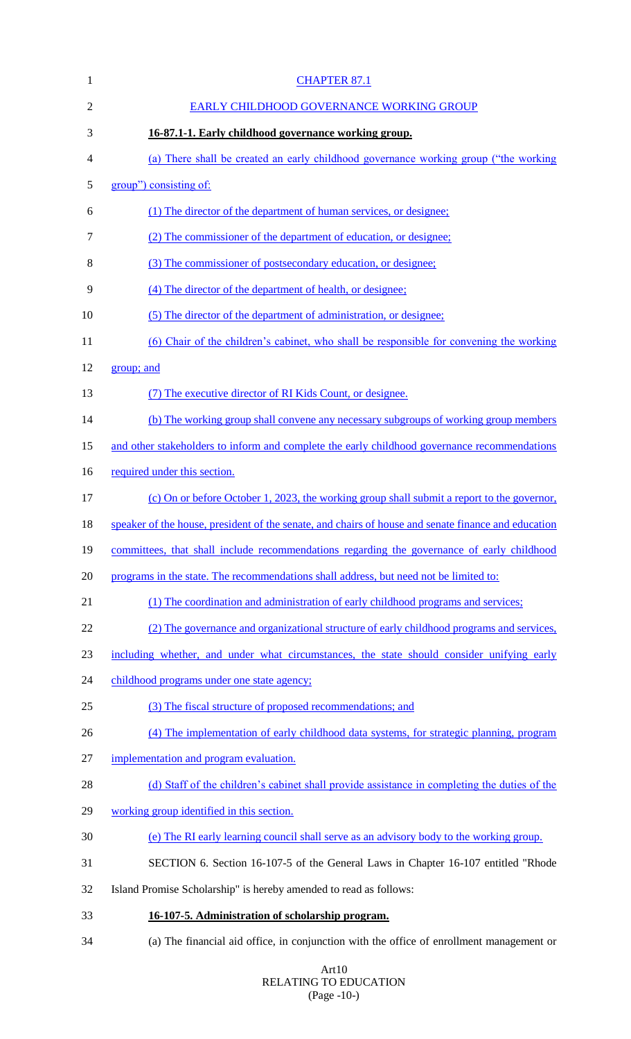CHAPTER 87.1

EARLY CHILDHOOD GOVERNANCE WORKING GROUP

**16-87.1-1. Early childhood governance working group.**

(a) There shall be created an early childhood governance working group ("the working group") consisting of:

(1) The director of the department of human services, or designee;

(2) The commissioner of the department of education, or designee;

(3) The commissioner of postsecondary education, or designee;

(4) The director of the department of health, or designee;

(5) The director of the department of administration, or designee;

(6) Chair of the children's cabinet, who shall be responsible for convening the working group; and

(7) The executive director of RI Kids Count, or designee.

(b) The working group shall convene any necessary subgroups of working group members and other stakeholders to inform and complete the early childhood governance recommendations required under this section.

(c) On or before October 1, 2023, the working group shall submit a report to the governor, speaker of the house, president of the senate, and chairs of house and senate finance and education committees, that shall include recommendations regarding the governance of early childhood programs in the state. The recommendations shall address, but need not be limited to:

(1) The coordination and administration of early childhood programs and services;

(2) The governance and organizational structure of early childhood programs and services, including whether, and under what circumstances, the state should consider unifying early childhood programs under one state agency;

(3) The fiscal structure of proposed recommendations; and

(4) The implementation of early childhood data systems, for strategic planning, program implementation and program evaluation.

(d) Staff of the children's cabinet shall provide assistance in completing the duties of the working group identified in this section.

(e) The RI early learning council shall serve as an advisory body to the working group.

SECTION 6. Section 16-107-5 of the General Laws in Chapter 16-107 entitled "Rhode Island Promise Scholarship" is hereby amended to read as follows:

**16-107-5. Administration of scholarship program.**

(a) The financial aid office, in conjunction with the office of enrollment management or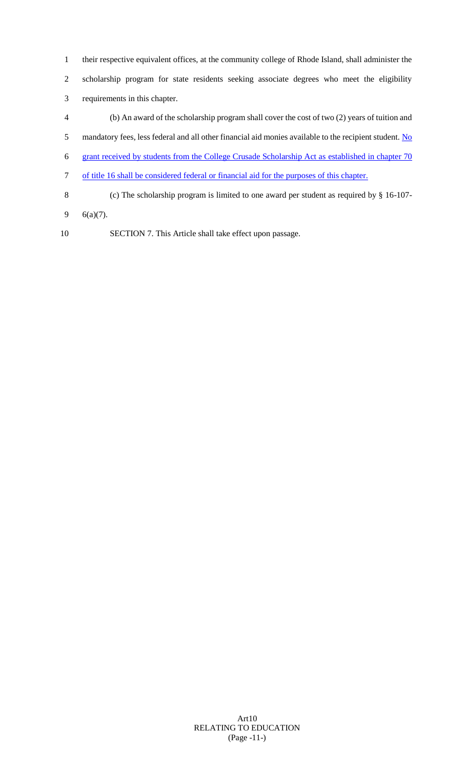their respective equivalent offices, at the community college of Rhode Island, shall administer the scholarship program for state residents seeking associate degrees who meet the eligibility requirements in this chapter.

(b) An award of the scholarship program shall cover the cost of two (2) years of tuition and mandatory fees, less federal and all other financial aid monies available to the recipient student. No grant received by students from the College Crusade Scholarship Act as established in chapter 70 of title 16 shall be considered federal or financial aid for the purposes of this chapter.

(c) The scholarship program is limited to one award per student as required by § 16-107-6(a)(7).

SECTION 7. This Article shall take effect upon passage.